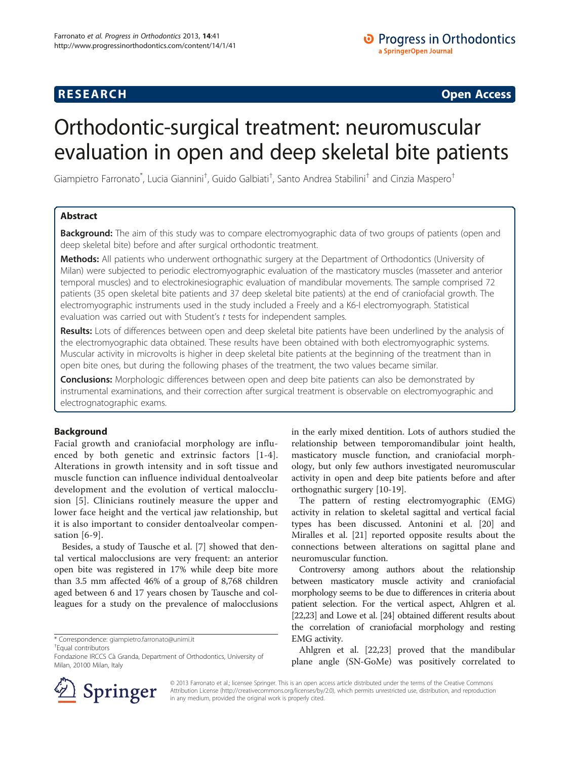RESEARCH Open Access

# Orthodontic-surgical treatment: neuromuscular evaluation in open and deep skeletal bite patients

Giampietro Farronato*, Lucia Giannini†, Guido Galbiati†, Santo Andrea Stabilini† and Cinzia Maspero†

## Abstract

**Background:** The aim of this study was to compare electromyographic data of two groups of patients (open and deep skeletal bite) before and after surgical orthodontic treatment.

**Methods:** All patients who underwent orthognathic surgery at the Department of Orthodontics (University of Milan) were subjected to periodic electromyographic evaluation of the masticatory muscles (masseter and anterior temporal muscles) and to electrokinesiographic evaluation of mandibular movements. The sample comprised 72 patients (35 open skeletal bite patients and 37 deep skeletal bite patients) at the end of craniofacial growth. The electromyographic instruments used in the study included a Freely and a K6-I electromyograph. Statistical evaluation was carried out with Student's *t* tests for independent samples.

**Results:** Lots of differences between open and deep skeletal bite patients have been underlined by the analysis of the electromyographic data obtained. These results have been obtained with both electromyographic systems. Muscular activity in microvolts is higher in deep skeletal bite patients at the beginning of the treatment than in open bite ones, but during the following phases of the treatment, the two values became similar.

**Conclusions:** Morphologic differences between open and deep bite patients can also be demonstrated by instrumental examinations, and their correction after surgical treatment is observable on electromyographic and electrognatographic exams.

## Background

Facial growth and craniofacial morphology are influenced by both genetic and extrinsic factors [1-4]. Alterations in growth intensity and in soft tissue and muscle function can influence individual dentoalveolar development and the evolution of vertical malocclusion [5]. Clinicians routinely measure the upper and lower face height and the vertical jaw relationship, but it is also important to consider dentoalveolar compensation [6-9].

Besides, a study of Tausche et al. [7] showed that dental vertical malocclusions are very frequent: an anterior open bite was registered in 17% while deep bite more than 3.5 mm affected 46% of a group of 8,768 children aged between 6 and 17 years chosen by Tausche and colleagues for a study on the prevalence of malocclusions in the early mixed dentition. Lots of authors studied the relationship between temporomandibular joint health, masticatory muscle function, and craniofacial morphology, but only few authors investigated neuromuscular activity in open and deep bite patients before and after orthognathic surgery [10-19].

The pattern of resting electromyographic (EMG) activity in relation to skeletal sagittal and vertical facial types has been discussed. Antonini et al. [20] and Miralles et al. [21] reported opposite results about the connections between alterations on sagittal plane and neuromuscular function.

Controversy among authors about the relationship between masticatory muscle activity and craniofacial morphology seems to be due to differences in criteria about patient selection. For the vertical aspect, Ahlgren et al. [22,23] and Lowe et al. [24] obtained different results about the correlation of craniofacial morphology and resting EMG activity.

Ahlgren et al. [22,23] proved that the mandibular plane angle (SN-GoMe) was positively correlated to

\* Correspondence: giampietro.farronato@unimi.it
†Equal contributors
Fondazione IRCCS Cà Granda, Department of Orthodontics, University of Milan, 20100 Milan, Italy

© 2013 Farronato et al.; licensee Springer. This is an open access article distributed under the terms of the Creative Commons Attribution License (http://creativecommons.org/licenses/by/2.0), which permits unrestricted use, distribution, and reproduction in any medium, provided the original work is properly cited.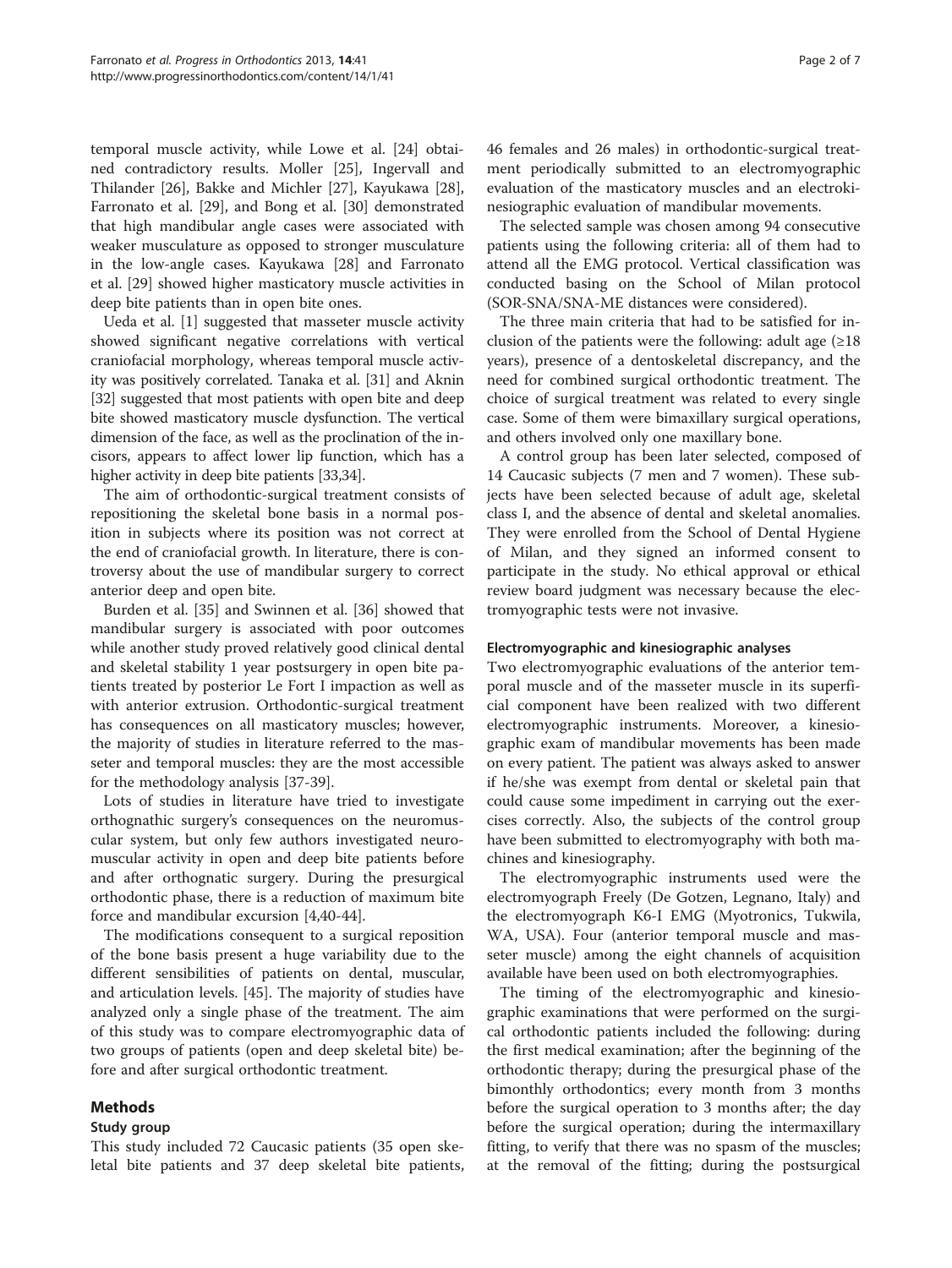temporal muscle activity, while Lowe et al. [24] obtained contradictory results. Moller [25], Ingervall and Thilander [26], Bakke and Michler [27], Kayukawa [28], Farronato et al. [29], and Bong et al. [30] demonstrated that high mandibular angle cases were associated with weaker musculature as opposed to stronger musculature in the low-angle cases. Kayukawa [28] and Farronato et al. [29] showed higher masticatory muscle activities in deep bite patients than in open bite ones.

Ueda et al. [1] suggested that masseter muscle activity showed significant negative correlations with vertical craniofacial morphology, whereas temporal muscle activity was positively correlated. Tanaka et al. [31] and Aknin [32] suggested that most patients with open bite and deep bite showed masticatory muscle dysfunction. The vertical dimension of the face, as well as the proclination of the incisors, appears to affect lower lip function, which has a higher activity in deep bite patients [33,34].

The aim of orthodontic-surgical treatment consists of repositioning the skeletal bone basis in a normal position in subjects where its position was not correct at the end of craniofacial growth. In literature, there is controversy about the use of mandibular surgery to correct anterior deep and open bite.

Burden et al. [35] and Swinnen et al. [36] showed that mandibular surgery is associated with poor outcomes while another study proved relatively good clinical dental and skeletal stability 1 year postsurgery in open bite patients treated by posterior Le Fort I impaction as well as with anterior extrusion. Orthodontic-surgical treatment has consequences on all masticatory muscles; however, the majority of studies in literature referred to the masseter and temporal muscles: they are the most accessible for the methodology analysis [37-39].

Lots of studies in literature have tried to investigate orthognathic surgery's consequences on the neuromuscular system, but only few authors investigated neuromuscular activity in open and deep bite patients before and after orthognatic surgery. During the presurgical orthodontic phase, there is a reduction of maximum bite force and mandibular excursion [4,40-44].

The modifications consequent to a surgical reposition of the bone basis present a huge variability due to the different sensibilities of patients on dental, muscular, and articulation levels. [45]. The majority of studies have analyzed only a single phase of the treatment. The aim of this study was to compare electromyographic data of two groups of patients (open and deep skeletal bite) before and after surgical orthodontic treatment.

## Methods

### Study group

This study included 72 Caucasic patients (35 open skeletal bite patients and 37 deep skeletal bite patients, 46 females and 26 males) in orthodontic-surgical treatment periodically submitted to an electromyographic evaluation of the masticatory muscles and an electrokinesiographic evaluation of mandibular movements.

The selected sample was chosen among 94 consecutive patients using the following criteria: all of them had to attend all the EMG protocol. Vertical classification was conducted basing on the School of Milan protocol (SOR-SNA/SNA-ME distances were considered).

The three main criteria that had to be satisfied for inclusion of the patients were the following: adult age (≥18 years), presence of a dentoskeletal discrepancy, and the need for combined surgical orthodontic treatment. The choice of surgical treatment was related to every single case. Some of them were bimaxillary surgical operations, and others involved only one maxillary bone.

A control group has been later selected, composed of 14 Caucasic subjects (7 men and 7 women). These subjects have been selected because of adult age, skeletal class I, and the absence of dental and skeletal anomalies. They were enrolled from the School of Dental Hygiene of Milan, and they signed an informed consent to participate in the study. No ethical approval or ethical review board judgment was necessary because the electromyographic tests were not invasive.

### Electromyographic and kinesiographic analyses

Two electromyographic evaluations of the anterior temporal muscle and of the masseter muscle in its superficial component have been realized with two different electromyographic instruments. Moreover, a kinesiographic exam of mandibular movements has been made on every patient. The patient was always asked to answer if he/she was exempt from dental or skeletal pain that could cause some impediment in carrying out the exercises correctly. Also, the subjects of the control group have been submitted to electromyography with both machines and kinesiography.

The electromyographic instruments used were the electromyograph Freely (De Gotzen, Legnano, Italy) and the electromyograph K6-I EMG (Myotronics, Tukwila, WA, USA). Four (anterior temporal muscle and masseter muscle) among the eight channels of acquisition available have been used on both electromyographies.

The timing of the electromyographic and kinesiographic examinations that were performed on the surgical orthodontic patients included the following: during the first medical examination; after the beginning of the orthodontic therapy; during the presurgical phase of the bimonthly orthodontics; every month from 3 months before the surgical operation to 3 months after; the day before the surgical operation; during the intermaxillary fitting, to verify that there was no spasm of the muscles; at the removal of the fitting; during the postsurgical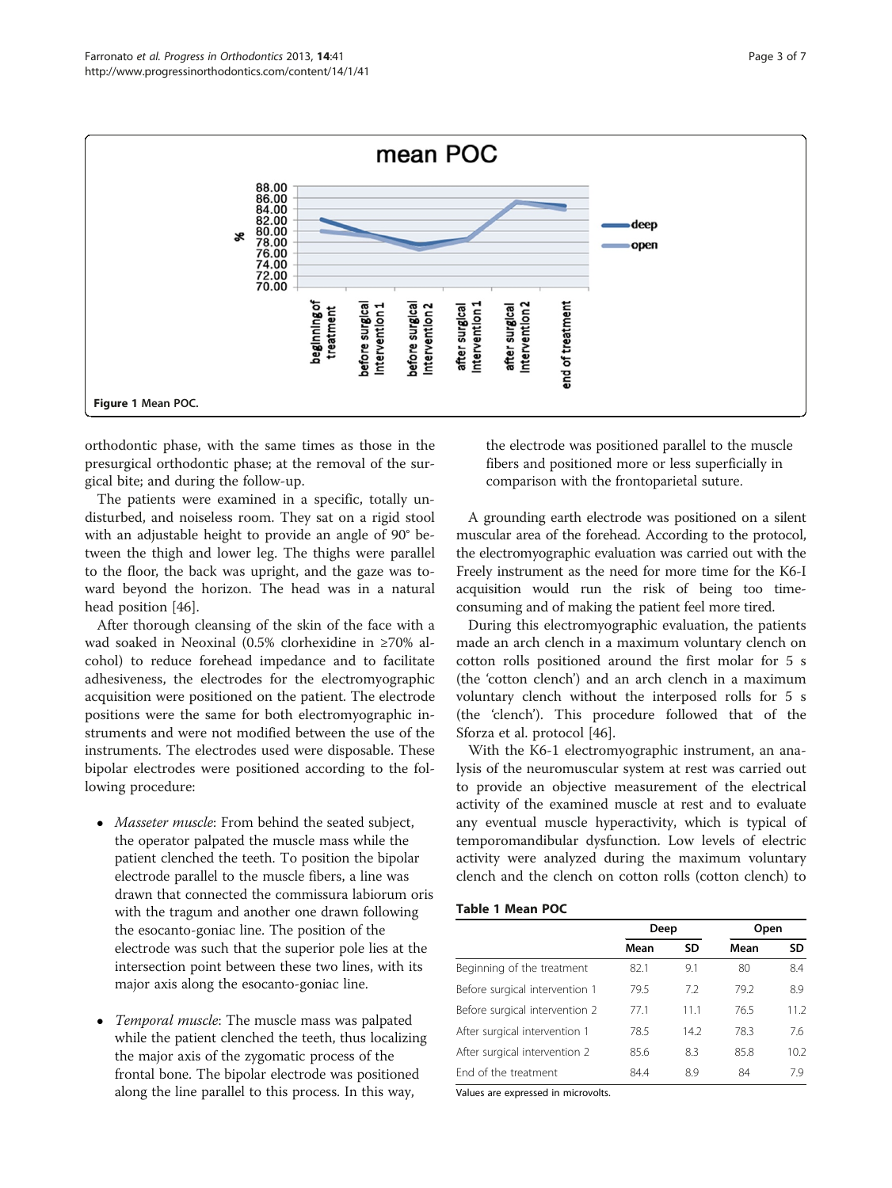Figure 1 Mean POC.

orthodontic phase, with the same times as those in the presurgical orthodontic phase; at the removal of the surgical bite; and during the follow-up.

The patients were examined in a specific, totally undisturbed, and noiseless room. They sat on a rigid stool with an adjustable height to provide an angle of 90° between the thigh and lower leg. The thighs were parallel to the floor, the back was upright, and the gaze was toward beyond the horizon. The head was in a natural head position [46].

After thorough cleansing of the skin of the face with a wad soaked in Neoxinal (0.5% clorhexidine in ≥70% alcohol) to reduce forehead impedance and to facilitate adhesiveness, the electrodes for the electromyographic acquisition were positioned on the patient. The electrode positions were the same for both electromyographic instruments and were not modified between the use of the instruments. The electrodes used were disposable. These bipolar electrodes were positioned according to the following procedure:

- *Masseter muscle*: From behind the seated subject, the operator palpated the muscle mass while the patient clenched the teeth. To position the bipolar electrode parallel to the muscle fibers, a line was drawn that connected the commissura labiorum oris with the tragum and another one drawn following the esocanto-goniac line. The position of the electrode was such that the superior pole lies at the intersection point between these two lines, with its major axis along the esocanto-goniac line.
- *Temporal muscle*: The muscle mass was palpated while the patient clenched the teeth, thus localizing the major axis of the zygomatic process of the frontal bone. The bipolar electrode was positioned along the line parallel to this process. In this way, the electrode was positioned parallel to the muscle fibers and positioned more or less superficially in comparison with the frontoparietal suture.

A grounding earth electrode was positioned on a silent muscular area of the forehead. According to the protocol, the electromyographic evaluation was carried out with the Freely instrument as the need for more time for the K6-I acquisition would run the risk of being too time-consuming and of making the patient feel more tired.

During this electromyographic evaluation, the patients made an arch clench in a maximum voluntary clench on cotton rolls positioned around the first molar for 5 s (the 'cotton clench') and an arch clench in a maximum voluntary clench without the interposed rolls for 5 s (the 'clench'). This procedure followed that of the Sforza et al. protocol [46].

With the K6-1 electromyographic instrument, an analysis of the neuromuscular system at rest was carried out to provide an objective measurement of the electrical activity of the examined muscle at rest and to evaluate any eventual muscle hyperactivity, which is typical of temporomandibular dysfunction. Low levels of electric activity were analyzed during the maximum voluntary clench and the clench on cotton rolls (cotton clench) to

**Table 1 Mean POC**

| | Deep | | Open | |
|---|---|---|---|---|
| | Mean | SD | Mean | SD |
| Beginning of the treatment | 82.1 | 9.1 | 80 | 8.4 |
| Before surgical intervention 1 | 79.5 | 7.2 | 79.2 | 8.9 |
| Before surgical intervention 2 | 77.1 | 11.1 | 76.5 | 11.2 |
| After surgical intervention 1 | 78.5 | 14.2 | 78.3 | 7.6 |
| After surgical intervention 2 | 85.6 | 8.3 | 85.8 | 10.2 |
| End of the treatment | 84.4 | 8.9 | 84 | 7.9 |

Values are expressed in microvolts.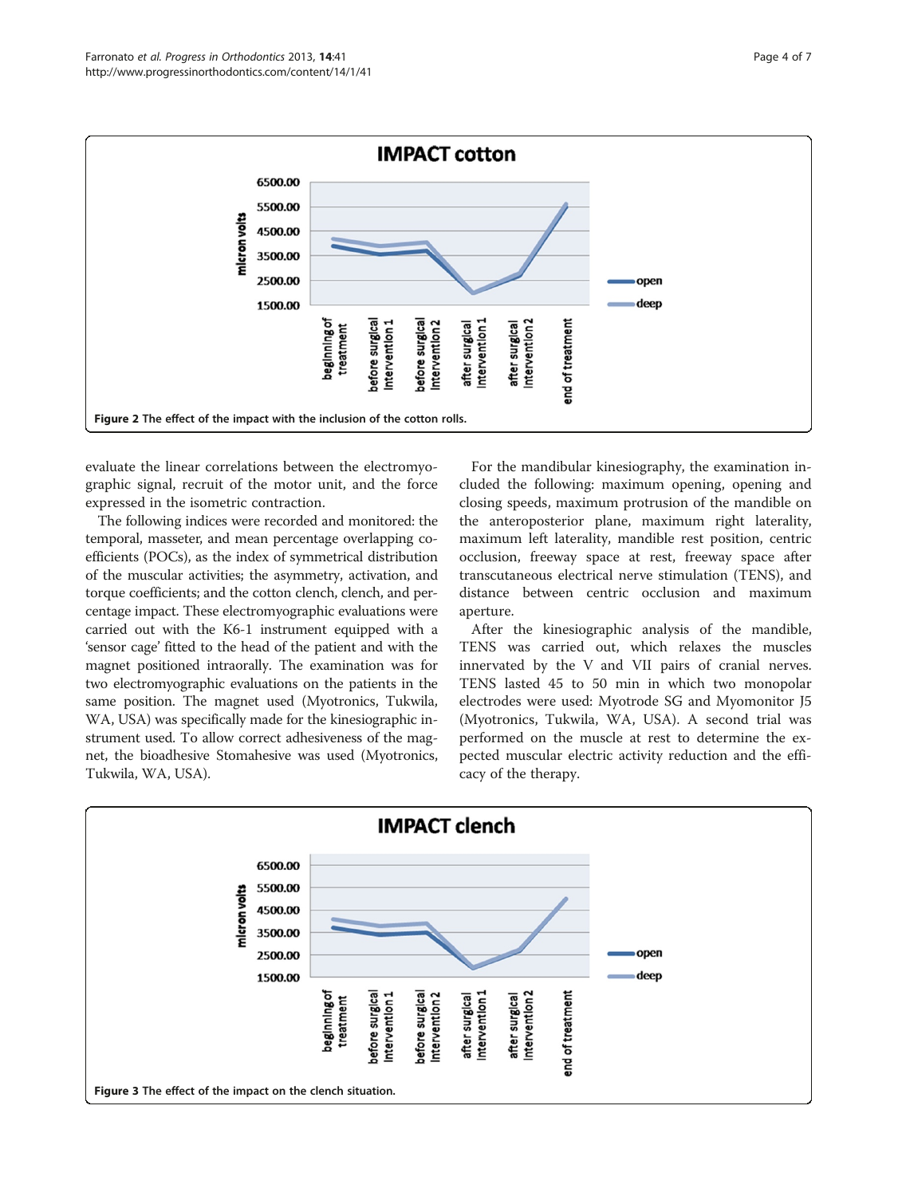Figure 2 The effect of the impact with the inclusion of the cotton rolls.

evaluate the linear correlations between the electromyographic signal, recruit of the motor unit, and the force expressed in the isometric contraction.

The following indices were recorded and monitored: the temporal, masseter, and mean percentage overlapping coefficients (POCs), as the index of symmetrical distribution of the muscular activities; the asymmetry, activation, and torque coefficients; and the cotton clench, clench, and percentage impact. These electromyographic evaluations were carried out with the K6-1 instrument equipped with a 'sensor cage' fitted to the head of the patient and with the magnet positioned intraorally. The examination was for two electromyographic evaluations on the patients in the same position. The magnet used (Myotronics, Tukwila, WA, USA) was specifically made for the kinesiographic instrument used. To allow correct adhesiveness of the magnet, the bioadhesive Stomahesive was used (Myotronics, Tukwila, WA, USA).

For the mandibular kinesiography, the examination included the following: maximum opening, opening and closing speeds, maximum protrusion of the mandible on the anteroposterior plane, maximum right laterality, maximum left laterality, mandible rest position, centric occlusion, freeway space at rest, freeway space after transcutaneous electrical nerve stimulation (TENS), and distance between centric occlusion and maximum aperture.

After the kinesiographic analysis of the mandible, TENS was carried out, which relaxes the muscles innervated by the V and VII pairs of cranial nerves. TENS lasted 45 to 50 min in which two monopolar electrodes were used: Myotrode SG and Myomonitor J5 (Myotronics, Tukwila, WA, USA). A second trial was performed on the muscle at rest to determine the expected muscular electric activity reduction and the efficacy of the therapy.

Figure 3 The effect of the impact on the clench situation.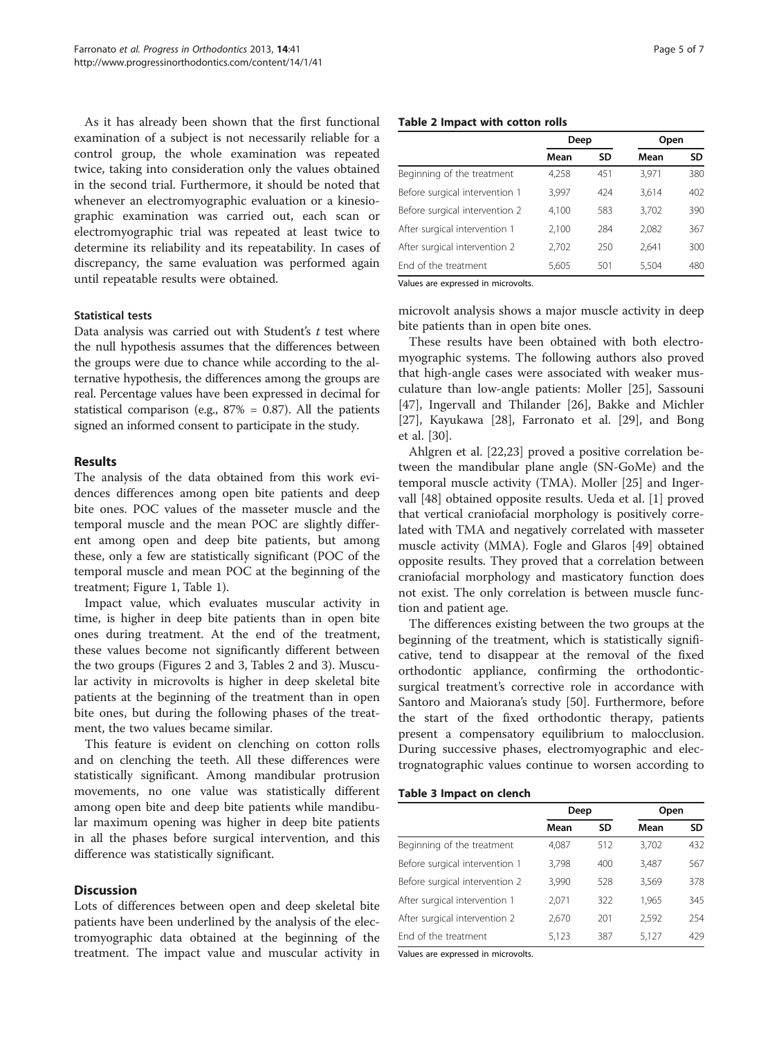As it has already been shown that the first functional examination of a subject is not necessarily reliable for a control group, the whole examination was repeated twice, taking into consideration only the values obtained in the second trial. Furthermore, it should be noted that whenever an electromyographic evaluation or a kinesiographic examination was carried out, each scan or electromyographic trial was repeated at least twice to determine its reliability and its repeatability. In cases of discrepancy, the same evaluation was performed again until repeatable results were obtained.

### Statistical tests

Data analysis was carried out with Student's *t* test where the null hypothesis assumes that the differences between the groups were due to chance while according to the alternative hypothesis, the differences among the groups are real. Percentage values have been expressed in decimal for statistical comparison (e.g., 87% = 0.87). All the patients signed an informed consent to participate in the study.

## Results

The analysis of the data obtained from this work evidences differences among open bite patients and deep bite ones. POC values of the masseter muscle and the temporal muscle and the mean POC are slightly different among open and deep bite patients, but among these, only a few are statistically significant (POC of the temporal muscle and mean POC at the beginning of the treatment; Figure 1, Table 1).

Impact value, which evaluates muscular activity in time, is higher in deep bite patients than in open bite ones during treatment. At the end of the treatment, these values become not significantly different between the two groups (Figures 2 and 3, Tables 2 and 3). Muscular activity in microvolts is higher in deep skeletal bite patients at the beginning of the treatment than in open bite ones, but during the following phases of the treatment, the two values became similar.

This feature is evident on clenching on cotton rolls and on clenching the teeth. All these differences were statistically significant. Among mandibular protrusion movements, no one value was statistically different among open bite and deep bite patients while mandibular maximum opening was higher in deep bite patients in all the phases before surgical intervention, and this difference was statistically significant.

## Discussion

Lots of differences between open and deep skeletal bite patients have been underlined by the analysis of the electromyographic data obtained at the beginning of the treatment. The impact value and muscular activity in microvolt analysis shows a major muscle activity in deep bite patients than in open bite ones.

These results have been obtained with both electromyographic systems. The following authors also proved that high-angle cases were associated with weaker musculature than low-angle patients: Moller [25], Sassouni [47], Ingervall and Thilander [26], Bakke and Michler [27], Kayukawa [28], Farronato et al. [29], and Bong et al. [30].

Ahlgren et al. [22,23] proved a positive correlation between the mandibular plane angle (SN-GoMe) and the temporal muscle activity (TMA). Moller [25] and Ingervall [48] obtained opposite results. Ueda et al. [1] proved that vertical craniofacial morphology is positively correlated with TMA and negatively correlated with masseter muscle activity (MMA). Fogle and Glaros [49] obtained opposite results. They proved that a correlation between craniofacial morphology and masticatory function does not exist. The only correlation is between muscle function and patient age.

The differences existing between the two groups at the beginning of the treatment, which is statistically significative, tend to disappear at the removal of the fixed orthodontic appliance, confirming the orthodontic-surgical treatment's corrective role in accordance with Santoro and Maiorana's study [50]. Furthermore, before the start of the fixed orthodontic therapy, patients present a compensatory equilibrium to malocclusion. During successive phases, electromyographic and electrognatographic values continue to worsen according to

**Table 2 Impact with cotton rolls**

| | Deep | | Open | |
|---|---|---|---|---|
| | Mean | SD | Mean | SD |
| Beginning of the treatment | 4,258 | 451 | 3,971 | 380 |
| Before surgical intervention 1 | 3,997 | 424 | 3,614 | 402 |
| Before surgical intervention 2 | 4,100 | 583 | 3,702 | 390 |
| After surgical intervention 1 | 2,100 | 284 | 2,082 | 367 |
| After surgical intervention 2 | 2,702 | 250 | 2,641 | 300 |
| End of the treatment | 5,605 | 501 | 5,504 | 480 |

Values are expressed in microvolts.

**Table 3 Impact on clench**

| | Deep | | Open | |
|---|---|---|---|---|
| | Mean | SD | Mean | SD |
| Beginning of the treatment | 4,087 | 512 | 3,702 | 432 |
| Before surgical intervention 1 | 3,798 | 400 | 3,487 | 567 |
| Before surgical intervention 2 | 3,990 | 528 | 3,569 | 378 |
| After surgical intervention 1 | 2,071 | 322 | 1,965 | 345 |
| After surgical intervention 2 | 2,670 | 201 | 2,592 | 254 |
| End of the treatment | 5,123 | 387 | 5,127 | 429 |

Values are expressed in microvolts.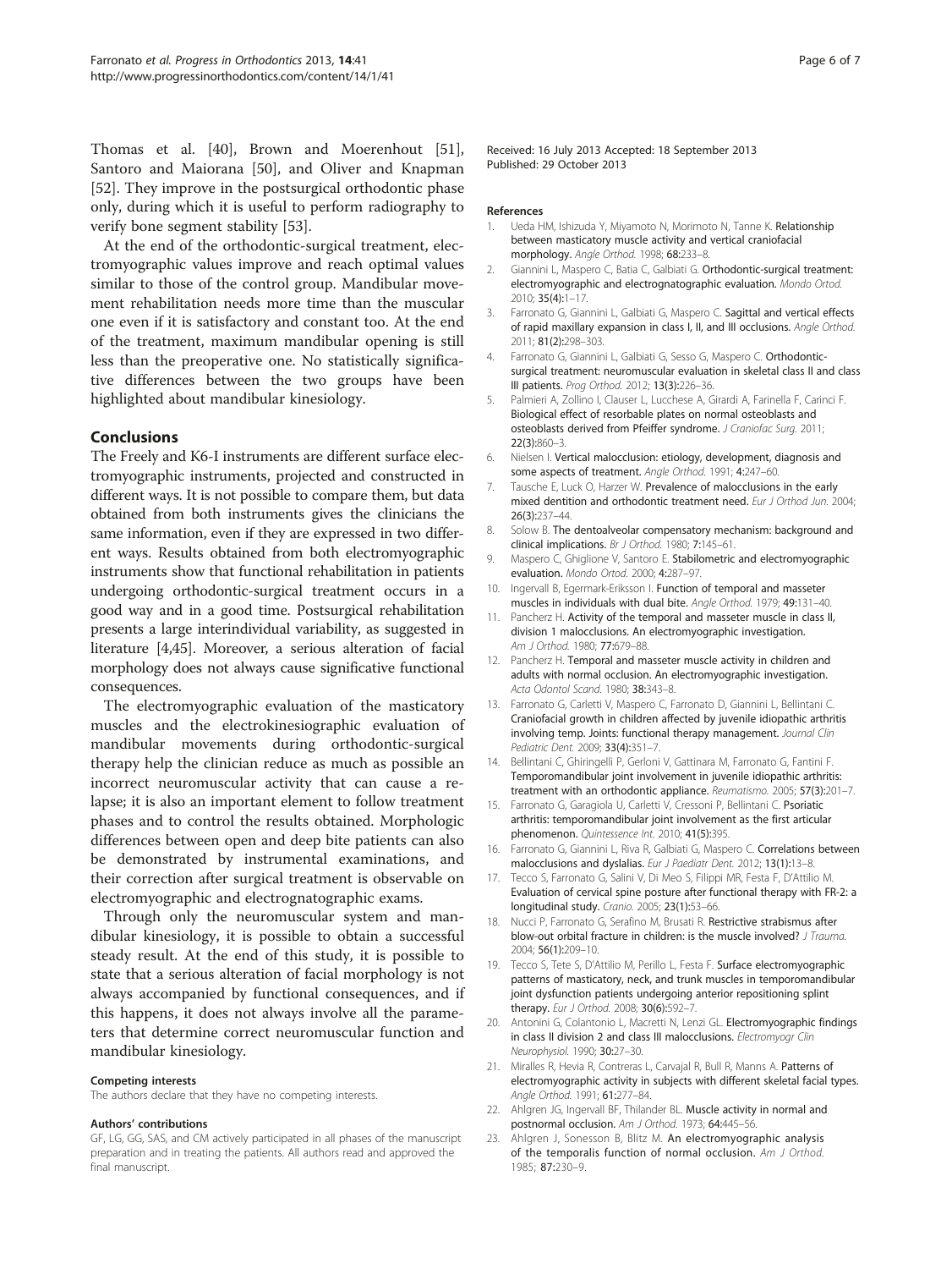Thomas et al. [40], Brown and Moerenhout [51], Santoro and Maiorana [50], and Oliver and Knapman [52]. They improve in the postsurgical orthodontic phase only, during which it is useful to perform radiography to verify bone segment stability [53].

At the end of the orthodontic-surgical treatment, electromyographic values improve and reach optimal values similar to those of the control group. Mandibular movement rehabilitation needs more time than the muscular one even if it is satisfactory and constant too. At the end of the treatment, maximum mandibular opening is still less than the preoperative one. No statistically significative differences between the two groups have been highlighted about mandibular kinesiology.

## Conclusions

The Freely and K6-I instruments are different surface electromyographic instruments, projected and constructed in different ways. It is not possible to compare them, but data obtained from both instruments gives the clinicians the same information, even if they are expressed in two different ways. Results obtained from both electromyographic instruments show that functional rehabilitation in patients undergoing orthodontic-surgical treatment occurs in a good way and in a good time. Postsurgical rehabilitation presents a large interindividual variability, as suggested in literature [4,45]. Moreover, a serious alteration of facial morphology does not always cause significative functional consequences.

The electromyographic evaluation of the masticatory muscles and the electrokinesiographic evaluation of mandibular movements during orthodontic-surgical therapy help the clinician reduce as much as possible an incorrect neuromuscular activity that can cause a relapse; it is also an important element to follow treatment phases and to control the results obtained. Morphologic differences between open and deep bite patients can also be demonstrated by instrumental examinations, and their correction after surgical treatment is observable on electromyographic and electrognatographic exams.

Through only the neuromuscular system and mandibular kinesiology, it is possible to obtain a successful steady result. At the end of this study, it is possible to state that a serious alteration of facial morphology is not always accompanied by functional consequences, and if this happens, it does not always involve all the parameters that determine correct neuromuscular function and mandibular kinesiology.

#### Competing interests

The authors declare that they have no competing interests.

#### Authors' contributions

GF, LG, GG, SAS, and CM actively participated in all phases of the manuscript preparation and in treating the patients. All authors read and approved the final manuscript.

Received: 16 July 2013 Accepted: 18 September 2013
Published: 29 October 2013

#### References

1. Ueda HM, Ishizuda Y, Miyamoto N, Morimoto N, Tanne K. **Relationship between masticatory muscle activity and vertical craniofacial morphology.** *Angle Orthod.* 1998; **68:**233–8.
2. Giannini L, Maspero C, Batia C, Galbiati G. **Orthodontic-surgical treatment: electromyographic and electrognatographic evaluation.** *Mondo Ortod.* 2010; **35(4):**1–17.
3. Farronato G, Giannini L, Galbiati G, Maspero C. **Sagittal and vertical effects of rapid maxillary expansion in class I, II, and III occlusions.** *Angle Orthod.* 2011; **81(2):**298–303.
4. Farronato G, Giannini L, Galbiati G, Sesso G, Maspero C. **Orthodontic-surgical treatment: neuromuscular evaluation in skeletal class II and class III patients.** *Prog Orthod.* 2012; **13(3):**226–36.
5. Palmieri A, Zollino I, Clauser L, Lucchese A, Girardi A, Farinella F, Carinci F. **Biological effect of resorbable plates on normal osteoblasts and osteoblasts derived from Pfeiffer syndrome.** *J Craniofac Surg.* 2011; **22(3):**860–3.
6. Nielsen I. **Vertical malocclusion: etiology, development, diagnosis and some aspects of treatment.** *Angle Orthod.* 1991; **4:**247–60.
7. Tausche E, Luck O, Harzer W. **Prevalence of malocclusions in the early mixed dentition and orthodontic treatment need.** *Eur J Orthod Jun.* 2004; **26(3):**237–44.
8. Solow B. **The dentoalveolar compensatory mechanism: background and clinical implications.** *Br J Orthod.* 1980; **7:**145–61.
9. Maspero C, Ghiglione V, Santoro E. **Stabilometric and electromyographic evaluation.** *Mondo Ortod.* 2000; **4:**287–97.
10. Ingervall B, Egermark-Eriksson I. **Function of temporal and masseter muscles in individuals with dual bite.** *Angle Orthod.* 1979; **49:**131–40.
11. Pancherz H. **Activity of the temporal and masseter muscle in class II, division 1 malocclusions. An electromyographic investigation.** *Am J Orthod.* 1980; **77:**679–88.
12. Pancherz H. **Temporal and masseter muscle activity in children and adults with normal occlusion. An electromyographic investigation.** *Acta Odontol Scand.* 1980; **38:**343–8.
13. Farronato G, Carletti V, Maspero C, Farronato D, Giannini L, Bellintani C. **Craniofacial growth in children affected by juvenile idiopathic arthritis involving temp. Joints: functional therapy management.** *Journal Clin Pediatric Dent.* 2009; **33(4):**351–7.
14. Bellintani C, Ghiringelli P, Gerloni V, Gattinara M, Farronato G, Fantini F. **Temporomandibular joint involvement in juvenile idiopathic arthritis: treatment with an orthodontic appliance.** *Reumatismo.* 2005; **57(3):**201–7.
15. Farronato G, Garagiola U, Carletti V, Cressoni P, Bellintani C. **Psoriatic arthritis: temporomandibular joint involvement as the first articular phenomenon.** *Quintessence Int.* 2010; **41(5):**395.
16. Farronato G, Giannini L, Riva R, Galbiati G, Maspero C. **Correlations between malocclusions and dyslalias.** *Eur J Paediatr Dent.* 2012; **13(1):**13–8.
17. Tecco S, Farronato G, Salini V, Di Meo S, Filippi MR, Festa F, D'Attilio M. **Evaluation of cervical spine posture after functional therapy with FR-2: a longitudinal study.** *Cranio.* 2005; **23(1):**53–66.
18. Nucci P, Farronato G, Serafino M, Brusati R. **Restrictive strabismus after blow-out orbital fracture in children: is the muscle involved?** *J Trauma.* 2004; **56(1):**209–10.
19. Tecco S, Tete S, D'Attilio M, Perillo L, Festa F. **Surface electromyographic patterns of masticatory, neck, and trunk muscles in temporomandibular joint dysfunction patients undergoing anterior repositioning splint therapy.** *Eur J Orthod.* 2008; **30(6):**592–7.
20. Antonini G, Colantonio L, Macretti N, Lenzi GL. **Electromyographic findings in class II division 2 and class III malocclusions.** *Electromyogr Clin Neurophysiol.* 1990; **30:**27–30.
21. Miralles R, Hevia R, Contreras L, Carvajal R, Bull R, Manns A. **Patterns of electromyographic activity in subjects with different skeletal facial types.** *Angle Orthod.* 1991; **61:**277–84.
22. Ahlgren JG, Ingervall BF, Thilander BL. **Muscle activity in normal and postnormal occlusion.** *Am J Orthod.* 1973; **64:**445–56.
23. Ahlgren J, Sonesson B, Blitz M. **An electromyographic analysis of the temporalis function of normal occlusion.** *Am J Orthod.* 1985; **87:**230–9.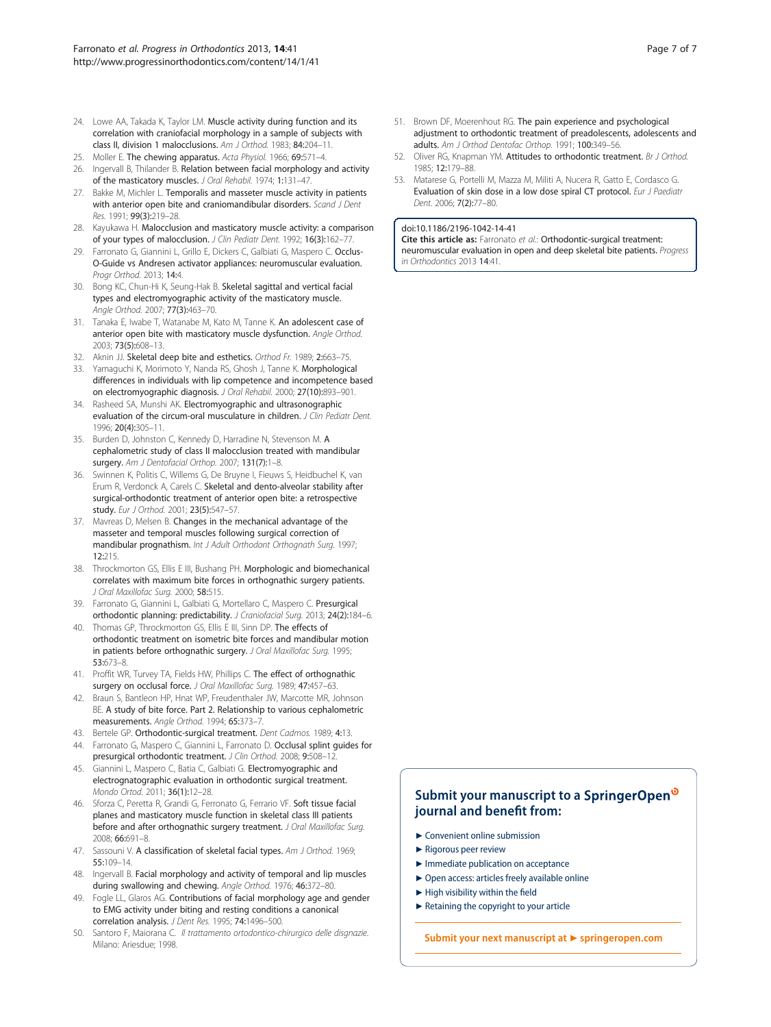24. Lowe AA, Takada K, Taylor LM. Muscle activity during function and its correlation with craniofacial morphology in a sample of subjects with class II, division 1 malocclusions. *Am J Orthod.* 1983; 84:204–11.
25. Moller E. The chewing apparatus. *Acta Physiol.* 1966; 69:571–4.
26. Ingervall B, Thilander B. Relation between facial morphology and activity of the masticatory muscles. *J Oral Rehabil.* 1974; 1:131–47.
27. Bakke M, Michler L. Temporalis and masseter muscle activity in patients with anterior open bite and craniomandibular disorders. *Scand J Dent Res.* 1991; 99(3):219–28.
28. Kayukawa H. Malocclusion and masticatory muscle activity: a comparison of your types of malocclusion. *J Clin Pediatr Dent.* 1992; 16(3):162–77.
29. Farronato G, Giannini L, Grillo E, Dickers C, Galbiati G, Maspero C. Occlus-O-Guide vs Andresen activator appliances: neuromuscular evaluation. *Progr Orthod.* 2013; 14:4.
30. Bong KC, Chun-Hi K, Seung-Hak B. Skeletal sagittal and vertical facial types and electromyographic activity of the masticatory muscle. *Angle Orthod.* 2007; 77(3):463–70.
31. Tanaka E, Iwabe T, Watanabe M, Kato M, Tanne K. An adolescent case of anterior open bite with masticatory muscle dysfunction. *Angle Orthod.* 2003; 73(5):608–13.
32. Aknin JJ. Skeletal deep bite and esthetics. *Orthod Fr.* 1989; 2:663–75.
33. Yamaguchi K, Morimoto Y, Nanda RS, Ghosh J, Tanne K. Morphological differences in individuals with lip competence and incompetence based on electromyographic diagnosis. *J Oral Rehabil.* 2000; 27(10):893–901.
34. Rasheed SA, Munshi AK. Electromyographic and ultrasonographic evaluation of the circum-oral musculature in children. *J Clin Pediatr Dent.* 1996; 20(4):305–11.
35. Burden D, Johnston C, Kennedy D, Harradine N, Stevenson M. A cephalometric study of class II malocclusion treated with mandibular surgery. *Am J Dentofacial Orthop.* 2007; 131(7):1–8.
36. Swinnen K, Politis C, Willems G, De Bruyne I, Fieuws S, Heidbuchel K, van Erum R, Verdonck A, Carels C. Skeletal and dento-alveolar stability after surgical-orthodontic treatment of anterior open bite: a retrospective study. *Eur J Orthod.* 2001; 23(5):547–57.
37. Mavreas D, Melsen B. Changes in the mechanical advantage of the masseter and temporal muscles following surgical correction of mandibular prognathism. *Int J Adult Orthodont Orthognath Surg.* 1997; 12:215.
38. Throckmorton GS, Ellis E III, Bushang PH. Morphologic and biomechanical correlates with maximum bite forces in orthognathic surgery patients. *J Oral Maxillofac Surg.* 2000; 58:515.
39. Farronato G, Giannini L, Galbiati G, Mortellaro C, Maspero C. Presurgical orthodontic planning: predictability. *J Craniofacial Surg.* 2013; 24(2):184–6.
40. Thomas GP, Throckmorton GS, Ellis E III, Sinn DP. The effects of orthodontic treatment on isometric bite forces and mandibular motion in patients before orthognathic surgery. *J Oral Maxillofac Surg.* 1995; 53:673–8.
41. Proffit WR, Turvey TA, Fields HW, Phillips C. The effect of orthognathic surgery on occlusal force. *J Oral Maxillofac Surg.* 1989; 47:457–63.
42. Braun S, Bantleon HP, Hnat WP, Freudenthaler JW, Marcotte MR, Johnson BE. A study of bite force. Part 2. Relationship to various cephalometric measurements. *Angle Orthod.* 1994; 65:373–7.
43. Bertele GP. Orthodontic-surgical treatment. *Dent Cadmos.* 1989; 4:13.
44. Farronato G, Maspero C, Giannini L, Farronato D. Occlusal splint guides for presurgical orthodontic treatment. *J Clin Orthod.* 2008; 9:508–12.
45. Giannini L, Maspero C, Batia C, Galbiati G. Electromyographic and electrognatographic evaluation in orthodontic surgical treatment. *Mondo Ortod.* 2011; 36(1):12–28.
46. Sforza C, Peretta R, Grandi G, Ferronato G, Ferrario VF. Soft tissue facial planes and masticatory muscle function in skeletal class III patients before and after orthognathic surgery treatment. *J Oral Maxillofac Surg.* 2008; 66:691–8.
47. Sassouni V. A classification of skeletal facial types. *Am J Orthod.* 1969; 55:109–14.
48. Ingervall B. Facial morphology and activity of temporal and lip muscles during swallowing and chewing. *Angle Orthod.* 1976; 46:372–80.
49. Fogle LL, Glaros AG. Contributions of facial morphology age and gender to EMG activity under biting and resting conditions a canonical correlation analysis. *J Dent Res.* 1995; 74:1496–500.
50. Santoro F, Maiorana C. *Il trattamento ortodontico-chirurgico delle disgnazie.* Milano: Ariesdue; 1998.
51. Brown DF, Moerenhout RG. The pain experience and psychological adjustment to orthodontic treatment of preadolescents, adolescents and adults. *Am J Orthod Dentofac Orthop.* 1991; 100:349–56.
52. Oliver RG, Knapman YM. Attitudes to orthodontic treatment. *Br J Orthod.* 1985; 12:179–88.
53. Matarese G, Portelli M, Mazza M, Militi A, Nucera R, Gatto E, Cordasco G. Evaluation of skin dose in a low dose spiral CT protocol. *Eur J Paediatr Dent.* 2006; 7(2):77–80.

doi:10.1186/2196-1042-14-41

**Cite this article as:** Farronato *et al.*: Orthodontic-surgical treatment: neuromuscular evaluation in open and deep skeletal bite patients. *Progress in Orthodontics* 2013 14:41.

**Submit your manuscript to a SpringerOpen journal and benefit from:**

- ► Convenient online submission
- ► Rigorous peer review
- ► Immediate publication on acceptance
- ► Open access: articles freely available online
- ► High visibility within the field
- ► Retaining the copyright to your article

**Submit your next manuscript at ► springeropen.com**